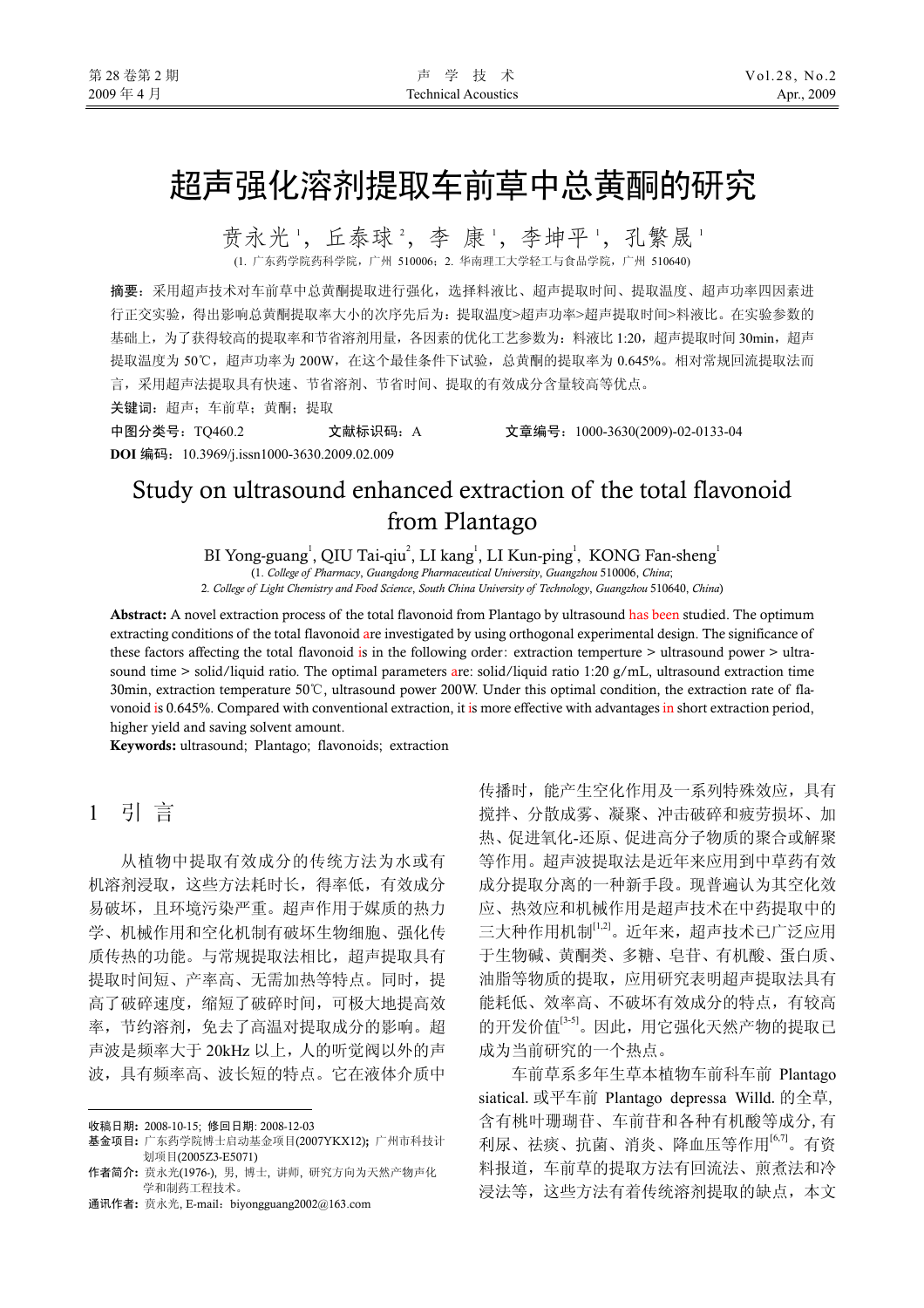# 超声强化溶剂提取车前草中总黄酮的研究

贲永光[1]，丘泰球[2]，李　康[1]，李坤平[1]，孔繁晟[1]

(1. 广东药学院药科学院，广州 510006；2. 华南理工大学轻工与食品学院，广州 510640)

**摘要：** 采用超声技术对车前草中总黄酮提取进行强化，选择料液比、超声提取时间、提取温度、超声功率四因素进行正交实验，得出影响总黄酮提取率大小的次序先后为：提取温度>超声功率>超声提取时间>料液比。在实验参数的基础上，为了获得较高的提取率和节省溶剂用量，各因素的优化工艺参数为：料液比 1:20，超声提取时间 30min，超声提取温度为 50℃，超声功率为 200W，在这个最佳条件下试验，总黄酮的提取率为 0.645%。相对常规回流提取法而言，采用超声法提取具有快速、节省溶剂、节省时间、提取的有效成分含量较高等优点。

**关键词：** 超声；车前草；黄酮；提取

**中图分类号：** TQ460.2　　**文献标识码：** A　　**文章编号：** 1000-3630(2009)-02-0133-04

**DOI 编码：** 10.3969/j.issn1000-3630.2009.02.009

# Study on ultrasound enhanced extraction of the total flavonoid from Plantago

BI Yong-guang[1], QIU Tai-qiu[2], LI kang[1], LI Kun-ping[1], KONG Fan-sheng[1]

(1. *College of Pharmacy*, *Guangdong Pharmaceutical University*, *Guangzhou* 510006, *China*;
2. *College of Light Chemistry and Food Science*, *South China University of Technology*, *Guangzhou* 510640, *China*)

**Abstract:** A novel extraction process of the total flavonoid from Plantago by ultrasound has been studied. The optimum extracting conditions of the total flavonoid are investigated by using orthogonal experimental design. The significance of these factors affecting the total flavonoid is in the following order: extraction temperture > ultrasound power > ultrasound time > solid/liquid ratio. The optimal parameters are: solid/liquid ratio 1:20 g/mL, ultrasound extraction time 30min, extraction temperature 50℃, ultrasound power 200W. Under this optimal condition, the extraction rate of flavonoid is 0.645%. Compared with conventional extraction, it is more effective with advantages in short extraction period, higher yield and saving solvent amount.

**Keywords:** ultrasound; Plantago; flavonoids; extraction

## 1　引　言

从植物中提取有效成分的传统方法为水或有机溶剂浸取，这些方法耗时长，得率低，有效成分易破坏，且环境污染严重。超声作用于媒质的热力学、机械作用和空化机制有破坏生物细胞、强化传质传热的功能。与常规提取法相比，超声提取具有提取时间短、产率高、无需加热等特点。同时，提高了破碎速度，缩短了破碎时间，可极大地提高效率，节约溶剂，免去了高温对提取成分的影响。超声波是频率大于 20kHz 以上，人的听觉阀以外的声波，具有频率高、波长短的特点。它在液体介质中传播时，能产生空化作用及一系列特殊效应，具有搅拌、分散成雾、凝聚、冲击破碎和疲劳损坏、加热、促进氧化-还原、促进高分子物质的聚合或解聚等作用。超声波提取法是近年来应用到中草药有效成分提取分离的一种新手段。现普遍认为其空化效应、热效应和机械作用是超声技术在中药提取中的三大种作用机制[1,2]。近年来，超声技术已广泛应用于生物碱、黄酮类、多糖、皂苷、有机酸、蛋白质、油脂等物质的提取，应用研究表明超声提取法具有能耗低、效率高、不破坏有效成分的特点，有较高的开发价值[3-5]。因此，用它强化天然产物的提取已成为当前研究的一个热点。

车前草系多年生草本植物车前科车前 Plantago siatical. 或平车前 Plantago depressa Willd. 的全草，含有桃叶珊瑚苷、车前苷和各种有机酸等成分，有利尿、祛痰、抗菌、消炎、降血压等作用[6,7]。有资料报道，车前草的提取方法有回流法、煎煮法和冷浸法等，这些方法有着传统溶剂提取的缺点，本文

---

收稿日期：2008-10-15；修回日期：2008-12-03

基金项目：广东药学院博士启动基金项目(2007YKX12)；广州市科技计划项目(2005Z3-E5071)

作者简介：贲永光(1976-)，男，博士，讲师，研究方向为天然产物声化学和制药工程技术。

通讯作者：贲永光，E-mail：biyongguang2002@163.com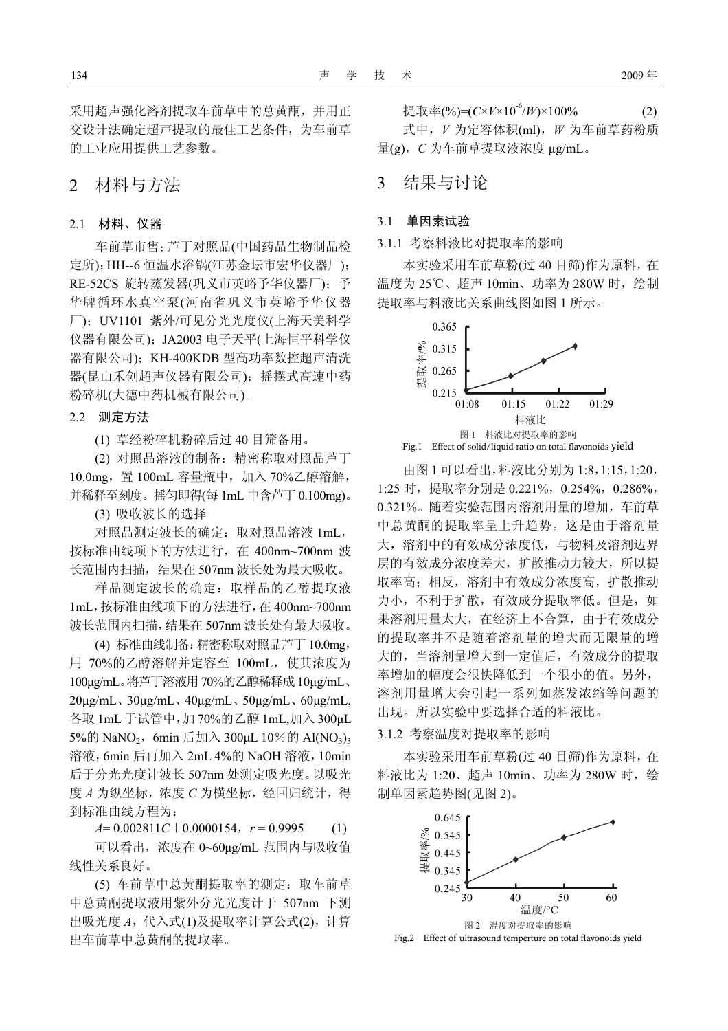采用超声强化溶剂提取车前草中的总黄酮，并用正交设计法确定超声提取的最佳工艺条件，为车前草的工业应用提供工艺参数。

## 2 材料与方法

### 2.1 材料、仪器

车前草市售；芦丁对照品(中国药品生物制品检定所)；HH--6 恒温水浴锅(江苏金坛市宏华仪器厂)；RE-52CS 旋转蒸发器(巩义市英峪予华仪器厂)；予华牌循环水真空泵(河南省巩义市英峪予华仪器厂)；UV1101 紫外/可见分光光度仪(上海天美科学仪器有限公司)；JA2003 电子天平(上海恒平科学仪器有限公司)；KH-400KDB 型高功率数控超声清洗器(昆山禾创超声仪器有限公司)；摇摆式高速中药粉碎机(大德中药机械有限公司)。

### 2.2 测定方法

(1) 草经粉碎机粉碎后过 40 目筛备用。

(2) 对照品溶液的制备：精密称取对照品芦丁 10.0mg，置 100mL 容量瓶中，加入 70%乙醇溶解，并稀释至刻度。摇匀即得(每 1mL 中含芦丁 0.100mg)。

(3) 吸收波长的选择

对照品测定波长的确定：取对照品溶液 1mL，按标准曲线项下的方法进行，在 400nm~700nm 波长范围内扫描，结果在 507nm 波长处为最大吸收。

样品测定波长的确定：取样品的乙醇提取液 1mL，按标准曲线项下的方法进行，在 400nm~700nm 波长范围内扫描，结果在 507nm 波长处有最大吸收。

(4) 标准曲线制备：精密称取对照品芦丁 10.0mg，用 70%的乙醇溶解并定容至 100mL，使其浓度为 100μg/mL。将芦丁溶液用 70%的乙醇稀释成 10μg/mL、20μg/mL、30μg/mL、40μg/mL、50μg/mL、60μg/mL，各取 1mL 于试管中，加 70%的乙醇 1mL，加入 300μL 5%的 $NaNO_2$，6min 后加入 300μL 10％的 $Al(NO_3)_3$ 溶液，6min 后再加入 2mL 4%的 NaOH 溶液，10min 后于分光光度计波长 507nm 处测定吸光度。以吸光度 $A$ 为纵坐标，浓度 $C$ 为横坐标，经回归统计，得到标准曲线方程为：

$$A = 0.002811C + 0.0000154,\quad r = 0.9995 \tag{1}$$

可以看出，浓度在 0~60μg/mL 范围内与吸收值线性关系良好。

(5) 车前草中总黄酮提取率的测定：取车前草中总黄酮提取液用紫外分光光度计于 507nm 下测出吸光度 $A$，代入式(1)及提取率计算公式(2)，计算出车前草中总黄酮的提取率。

$$\text{提取率}(\%) = (C \times V \times 10^{-6} / W) \times 100\% \tag{2}$$

式中，$V$ 为定容体积(ml)，$W$ 为车前草药粉质量(g)，$C$ 为车前草提取液浓度 μg/mL。

## 3 结果与讨论

### 3.1 单因素试验

#### 3.1.1 考察料液比对提取率的影响

本实验采用车前草粉(过 40 目筛)作为原料，在温度为 25℃、超声 10min、功率为 280W 时，绘制提取率与料液比关系曲线图如图 1 所示。

图 1 料液比对提取率的影响

Fig.1 Effect of solid/liquid ratio on total flavonoids yield

由图 1 可以看出，料液比分别为 1:8，1:15，1:20，1:25 时，提取率分别是 0.221%，0.254%，0.286%，0.321%。随着实验范围内溶剂用量的增加，车前草中总黄酮的提取率呈上升趋势。这是由于溶剂量大，溶剂中的有效成分浓度低，与物料及溶剂边界层的有效成分浓度差大，扩散推动力较大，所以提取率高；相反，溶剂中有效成分浓度高，扩散推动力小，不利于扩散，有效成分提取率低。但是，如果溶剂用量太大，在经济上不合算，由于有效成分的提取率并不是随着溶剂量的增大而无限量的增大的，当溶剂量增大到一定值后，有效成分的提取率增加的幅度会很快降低到一个很小的值。另外，溶剂用量增大会引起一系列如蒸发浓缩等问题的出现。所以实验中要选择合适的料液比。

#### 3.1.2 考察温度对提取率的影响

本实验采用车前草粉(过 40 目筛)作为原料，在料液比为 1:20、超声 10min、功率为 280W 时，绘制单因素趋势图(见图 2)。

图 2 温度对提取率的影响

Fig.2 Effect of ultrasound temperture on total flavonoids yield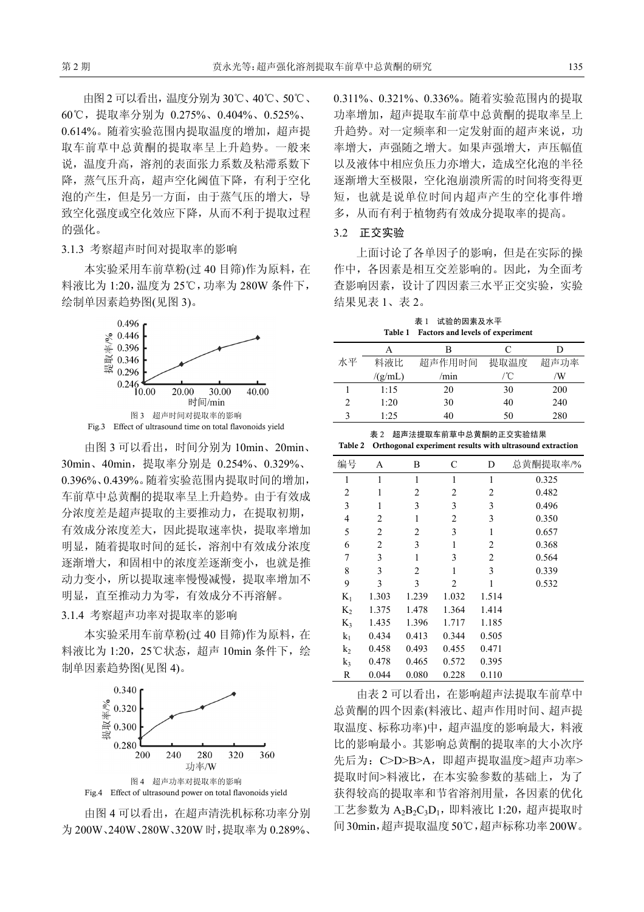由图 2 可以看出，温度分别为 30℃、40℃、50℃、60℃，提取率分别为 0.275%、0.404%、0.525%、0.614%。随着实验范围内提取温度的增加，超声提取车前草中总黄酮的提取率呈上升趋势。一般来说，温度升高，溶剂的表面张力系数及粘滞系数下降，蒸气压升高，超声空化阈值下降，有利于空化泡的产生，但是另一方面，由于蒸气压的增大，导致空化强度或空化效应下降，从而不利于提取过程的强化。

### 3.1.3 考察超声时间对提取率的影响

本实验采用车前草粉(过 40 目筛)作为原料，在料液比为 1:20，温度为 25℃，功率为 280W 条件下，绘制单因素趋势图(见图 3)。

图 3 超声时间对提取率的影响

Fig.3 Effect of ultrasound time on total flavonoids yield

由图 3 可以看出，时间分别为 10min、20min、30min、40min，提取率分别是 0.254%、0.329%、0.396%、0.439%。随着实验范围内提取时间的增加，车前草中总黄酮的提取率呈上升趋势。由于有效成分浓度差是超声提取的主要推动力，在提取初期，有效成分浓度差大，因此提取速率快，提取率增加明显，随着提取时间的延长，溶剂中有效成分浓度逐渐增大，和固相中的浓度差逐渐变小，也就是推动力变小，所以提取速率慢慢减慢，提取率增加不明显，直至推动力为零，有效成分不再溶解。

### 3.1.4 考察超声功率对提取率的影响

本实验采用车前草粉(过 40 目筛)作为原料，在料液比为 1:20，25℃状态，超声 10min 条件下，绘制单因素趋势图(见图 4)。

图 4 超声功率对提取率的影响

Fig.4 Effect of ultrasound power on total flavonoids yield

由图 4 可以看出，在超声清洗机标称功率分别为 200W、240W、280W、320W 时，提取率为 0.289%、0.311%、0.321%、0.336%。随着实验范围内的提取功率增加，超声提取车前草中总黄酮的提取率呈上升趋势。对一定频率和一定发射面的超声来说，功率增大，声强随之增大。如果声强增大，声压幅值以及液体中相应负压力亦增大，造成空化泡的半径逐渐增大至极限，空化泡崩溃所需的时间将变得更短，也就是说单位时间内超声产生的空化事件增多，从而有利于植物药有效成分提取率的提高。

## 3.2 正交实验

上面讨论了各单因子的影响，但是在实际的操作中，各因素是相互交差影响的。因此，为全面考查影响因素，设计了四因素三水平正交实验，实验结果见表 1、表 2。

表 1 试验的因素及水平

Table 1 Factors and levels of experiment

| 水平 | A 料液比 /(g/mL) | B 超声作用时间 /min | C 提取温度 /℃ | D 超声功率 /W |
|---|---|---|---|---|
| 1 | 1:15 | 20 | 30 | 200 |
| 2 | 1:20 | 30 | 40 | 240 |
| 3 | 1:25 | 40 | 50 | 280 |

表 2 超声法提取车前草中总黄酮的正交实验结果

Table 2 Orthogonal experiment results with ultrasound extraction

| 编号 | A | B | C | D | 总黄酮提取率/% |
|---|---|---|---|---|---|
| 1 | 1 | 1 | 1 | 1 | 0.325 |
| 2 | 1 | 2 | 2 | 2 | 0.482 |
| 3 | 1 | 3 | 3 | 3 | 0.496 |
| 4 | 2 | 1 | 2 | 3 | 0.350 |
| 5 | 2 | 2 | 3 | 1 | 0.657 |
| 6 | 2 | 3 | 1 | 2 | 0.368 |
| 7 | 3 | 1 | 3 | 2 | 0.564 |
| 8 | 3 | 2 | 1 | 3 | 0.339 |
| 9 | 3 | 3 | 2 | 1 | 0.532 |
| $K_1$ | 1.303 | 1.239 | 1.032 | 1.514 | |
| $K_2$ | 1.375 | 1.478 | 1.364 | 1.414 | |
| $K_3$ | 1.435 | 1.396 | 1.717 | 1.185 | |
| $k_1$ | 0.434 | 0.413 | 0.344 | 0.505 | |
| $k_2$ | 0.458 | 0.493 | 0.455 | 0.471 | |
| $k_3$ | 0.478 | 0.465 | 0.572 | 0.395 | |
| R | 0.044 | 0.080 | 0.228 | 0.110 | |

由表 2 可以看出，在影响超声法提取车前草中总黄酮的四个因素(料液比、超声作用时间、超声提取温度、标称功率)中，超声温度的影响最大，料液比的影响最小。其影响总黄酮的提取率的大小次序先后为：C>D>B>A，即超声提取温度>超声功率>提取时间>料液比，在本实验参数的基础上，为了获得较高的提取率和节省溶剂用量，各因素的优化工艺参数为 $A_2B_2C_3D_1$，即料液比 1:20，超声提取时间 30min，超声提取温度 50℃，超声标称功率 200W。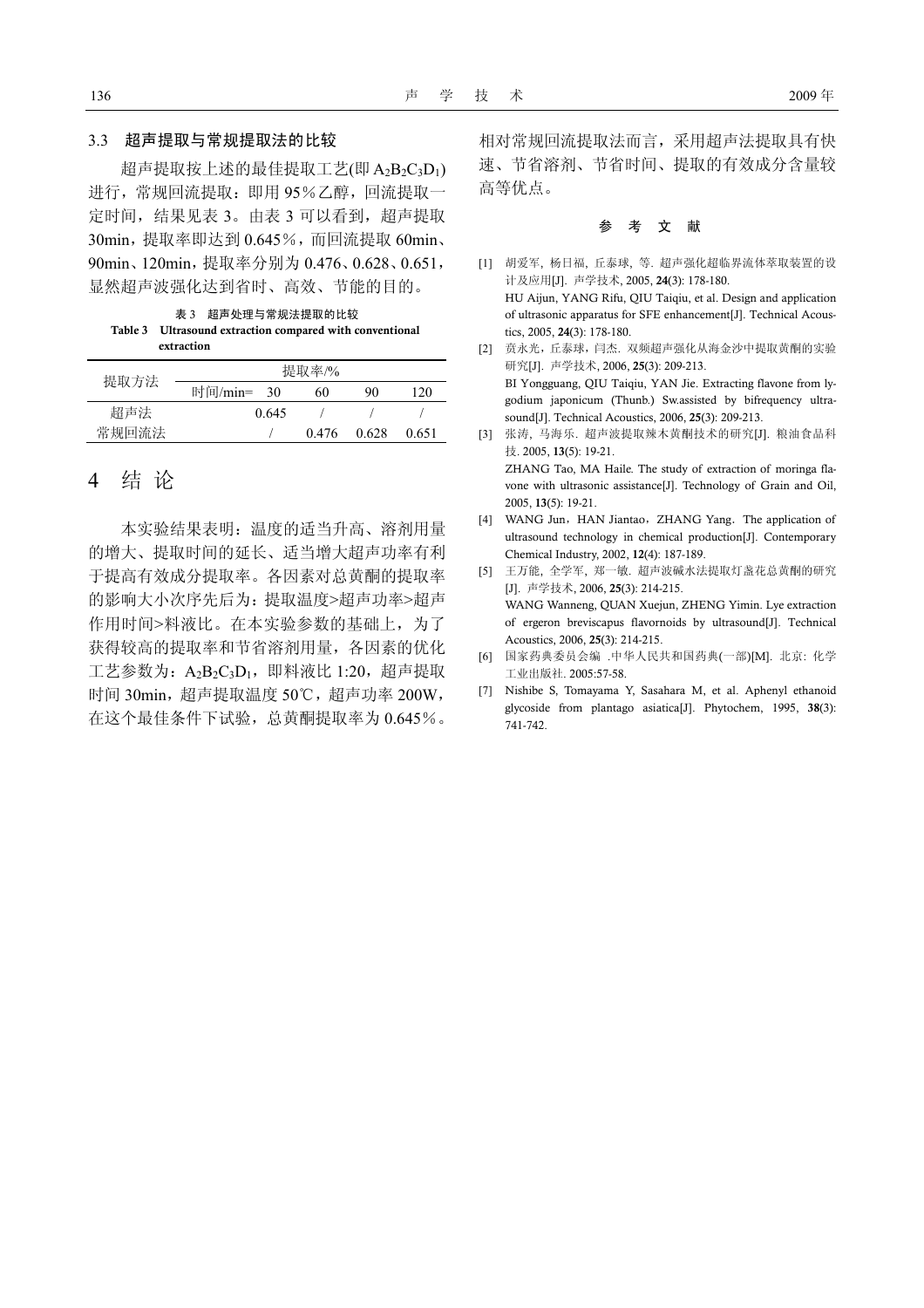### 3.3 超声提取与常规提取法的比较

超声提取按上述的最佳提取工艺(即 $A_2B_2C_3D_1$)进行，常规回流提取：即用 95％乙醇，回流提取一定时间，结果见表 3。由表 3 可以看到，超声提取 30min，提取率即达到 0.645％，而回流提取 60min、90min、120min，提取率分别为 0.476、0.628、0.651，显然超声波强化达到省时、高效、节能的目的。

表 3 超声处理与常规法提取的比较

Table 3 Ultrasound extraction compared with conventional extraction

| 提取方法 | 提取率/% | | | | |
|---|---|---|---|---|---|
| | 时间/min= | 30 | 60 | 90 | 120 |
| 超声法 | | 0.645 | / | / | / |
| 常规回流法 | | / | 0.476 | 0.628 | 0.651 |

## 4 结 论

本实验结果表明：温度的适当升高、溶剂用量的增大、提取时间的延长、适当增大超声功率有利于提高有效成分提取率。各因素对总黄酮的提取率的影响大小次序先后为：提取温度>超声功率>超声作用时间>料液比。在本实验参数的基础上，为了获得较高的提取率和节省溶剂用量，各因素的优化工艺参数为：$A_2B_2C_3D_1$，即料液比 1:20，超声提取时间 30min，超声提取温度 50℃，超声功率 200W，在这个最佳条件下试验，总黄酮提取率为 0.645％。相对常规回流提取法而言，采用超声法提取具有快速、节省溶剂、节省时间、提取的有效成分含量较高等优点。

## 参 考 文 献

[1] 胡爱军, 杨日福, 丘泰球, 等. 超声强化超临界流体萃取装置的设计及应用[J]. 声学技术, 2005, **24**(3): 178-180.
HU Aijun, YANG Rifu, QIU Taiqiu, et al. Design and application of ultrasonic apparatus for SFE enhancement[J]. Technical Acoustics, 2005, **24**(3): 178-180.

[2] 贲永光，丘泰球，闫杰. 双频超声强化从海金沙中提取黄酮的实验研究[J]. 声学技术, 2006, **25**(3): 209-213.
BI Yongguang, QIU Taiqiu, YAN Jie. Extracting flavone from lygodium japonicum (Thunb.) Sw.assisted by bifrequency ultrasound[J]. Technical Acoustics, 2006, **25**(3): 209-213.

[3] 张涛, 马海乐. 超声波提取辣木黄酮技术的研究[J]. 粮油食品科技. 2005, **13**(5): 19-21.
ZHANG Tao, MA Haile. The study of extraction of moringa flavone with ultrasonic assistance[J]. Technology of Grain and Oil, 2005, **13**(5): 19-21.

[4] WANG Jun，HAN Jiantao，ZHANG Yang．The application of ultrasound technology in chemical production[J]. Contemporary Chemical Industry, 2002, **12**(4): 187-189.

[5] 王万能, 全学军, 郑一敏. 超声波碱水法提取灯盏花总黄酮的研究[J]. 声学技术, 2006, **25**(3): 214-215.
WANG Wanneng, QUAN Xuejun, ZHENG Yimin. Lye extraction of ergeron breviscapus flavornoids by ultrasound[J]. Technical Acoustics, 2006, **25**(3): 214-215.

[6] 国家药典委员会编 .中华人民共和国药典(一部)[M]. 北京: 化学工业出版社. 2005:57-58.

[7] Nishibe S, Tomayama Y, Sasahara M, et al. Aphenyl ethanoid glycoside from plantago asiatica[J]. Phytochem, 1995, **38**(3): 741-742.